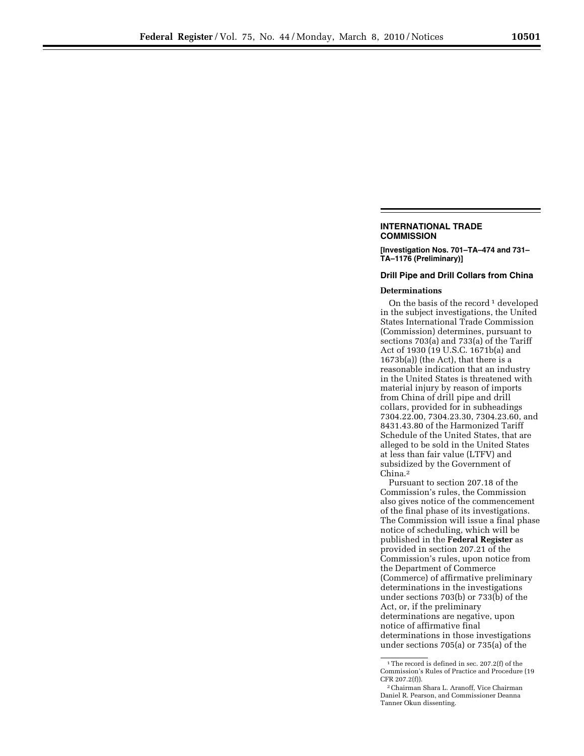## INTERNATIONAL TRADE COMMISSION

**[Investigation Nos. 701–TA–474 and 731–TA–1176 (Preliminary)]**

### Drill Pipe and Drill Collars from China

#### Determinations

On the basis of the record[1] developed in the subject investigations, the United States International Trade Commission (Commission) determines, pursuant to sections 703(a) and 733(a) of the Tariff Act of 1930 (19 U.S.C. 1671b(a) and 1673b(a)) (the Act), that there is a reasonable indication that an industry in the United States is threatened with material injury by reason of imports from China of drill pipe and drill collars, provided for in subheadings 7304.22.00, 7304.23.30, 7304.23.60, and 8431.43.80 of the Harmonized Tariff Schedule of the United States, that are alleged to be sold in the United States at less than fair value (LTFV) and subsidized by the Government of China.[2]

Pursuant to section 207.18 of the Commission's rules, the Commission also gives notice of the commencement of the final phase of its investigations. The Commission will issue a final phase notice of scheduling, which will be published in the **Federal Register** as provided in section 207.21 of the Commission's rules, upon notice from the Department of Commerce (Commerce) of affirmative preliminary determinations in the investigations under sections 703(b) or 733(b) of the Act, or, if the preliminary determinations are negative, upon notice of affirmative final determinations in those investigations under sections 705(a) or 735(a) of the

---

[1] The record is defined in sec. 207.2(f) of the Commission's Rules of Practice and Procedure (19 CFR 207.2(f)).

[2] Chairman Shara L. Aranoff, Vice Chairman Daniel R. Pearson, and Commissioner Deanna Tanner Okun dissenting.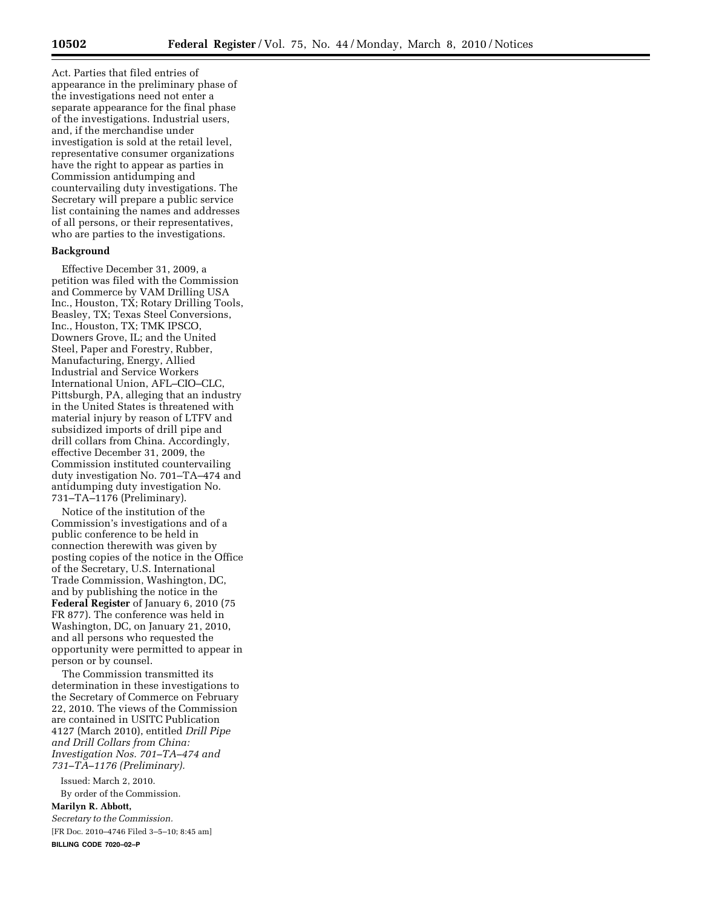Act. Parties that filed entries of appearance in the preliminary phase of the investigations need not enter a separate appearance for the final phase of the investigations. Industrial users, and, if the merchandise under investigation is sold at the retail level, representative consumer organizations have the right to appear as parties in Commission antidumping and countervailing duty investigations. The Secretary will prepare a public service list containing the names and addresses of all persons, or their representatives, who are parties to the investigations.

**Background**

Effective December 31, 2009, a petition was filed with the Commission and Commerce by VAM Drilling USA Inc., Houston, TX; Rotary Drilling Tools, Beasley, TX; Texas Steel Conversions, Inc., Houston, TX; TMK IPSCO, Downers Grove, IL; and the United Steel, Paper and Forestry, Rubber, Manufacturing, Energy, Allied Industrial and Service Workers International Union, AFL–CIO–CLC, Pittsburgh, PA, alleging that an industry in the United States is threatened with material injury by reason of LTFV and subsidized imports of drill pipe and drill collars from China. Accordingly, effective December 31, 2009, the Commission instituted countervailing duty investigation No. 701–TA–474 and antidumping duty investigation No. 731–TA–1176 (Preliminary).

Notice of the institution of the Commission's investigations and of a public conference to be held in connection therewith was given by posting copies of the notice in the Office of the Secretary, U.S. International Trade Commission, Washington, DC, and by publishing the notice in the **Federal Register** of January 6, 2010 (75 FR 877). The conference was held in Washington, DC, on January 21, 2010, and all persons who requested the opportunity were permitted to appear in person or by counsel.

The Commission transmitted its determination in these investigations to the Secretary of Commerce on February 22, 2010. The views of the Commission are contained in USITC Publication 4127 (March 2010), entitled *Drill Pipe and Drill Collars from China: Investigation Nos. 701–TA–474 and 731–TA–1176 (Preliminary).*

Issued: March 2, 2010.

By order of the Commission.

**Marilyn R. Abbott,**

*Secretary to the Commission.*

[FR Doc. 2010–4746 Filed 3–5–10; 8:45 am]

**BILLING CODE 7020–02–P**